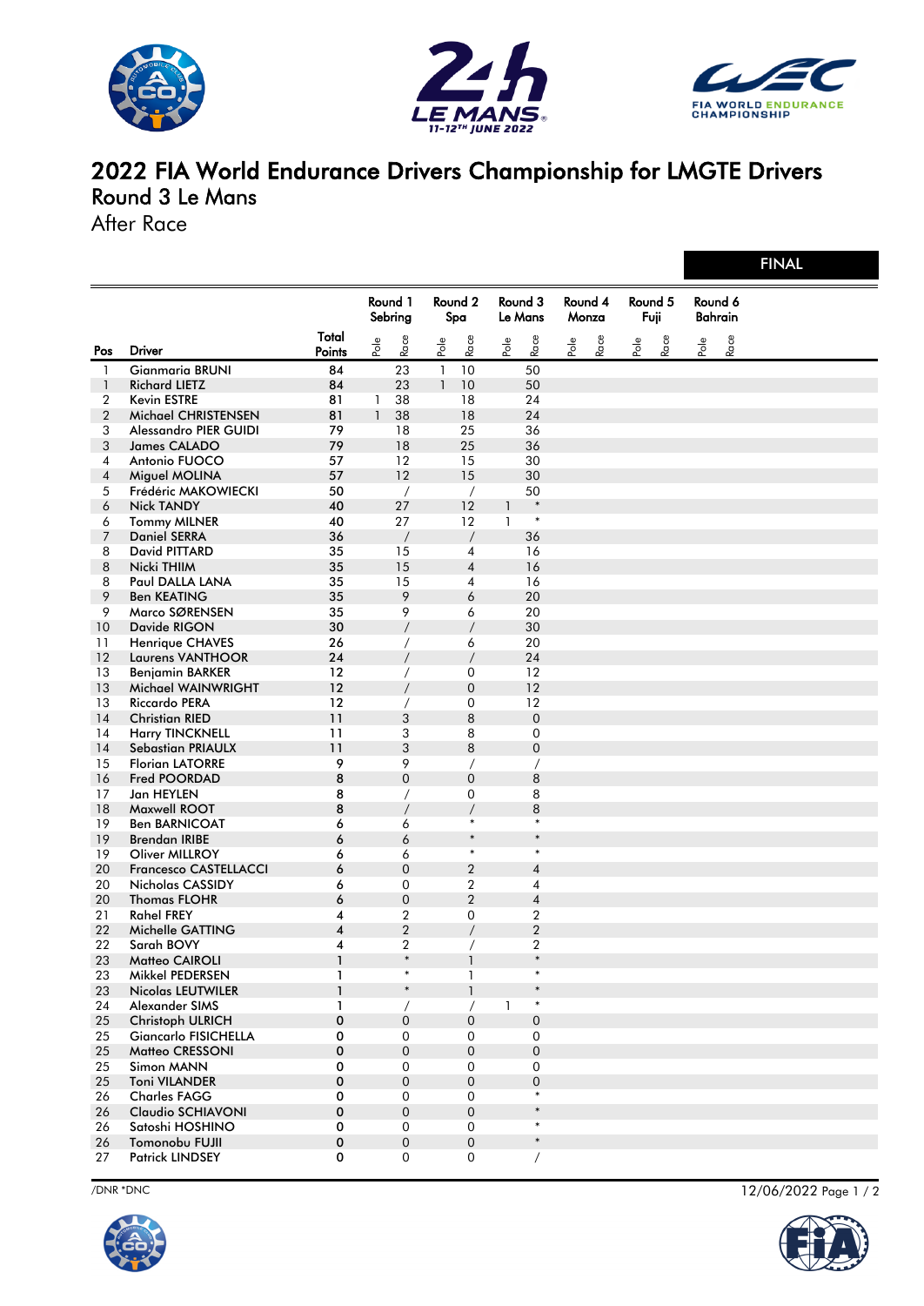# 2022 FIA World Endurance Drivers Championship for LMGTE Drivers

## Round 3 Le Mans

After Race

FINAL

| Pos | Driver | Total Points | Round 1 Sebring Pole | Round 1 Sebring Race | Round 2 Spa Pole | Round 2 Spa Race | Round 3 Le Mans Pole | Round 3 Le Mans Race | Round 4 Monza Pole | Round 4 Monza Race | Round 5 Fuji Pole | Round 5 Fuji Race | Round 6 Bahrain Pole | Round 6 Bahrain Race |
|---|---|---|---|---|---|---|---|---|---|---|---|---|---|---|
| 1 | Gianmaria BRUNI | 84 | | 23 | 1 | 10 | | 50 | | | | | | |
| 1 | Richard LIETZ | 84 | | 23 | 1 | 10 | | 50 | | | | | | |
| 2 | Kevin ESTRE | 81 | 1 | 38 | | 18 | | 24 | | | | | | |
| 2 | Michael CHRISTENSEN | 81 | 1 | 38 | | 18 | | 24 | | | | | | |
| 3 | Alessandro PIER GUIDI | 79 | | 18 | | 25 | | 36 | | | | | | |
| 3 | James CALADO | 79 | | 18 | | 25 | | 36 | | | | | | |
| 4 | Antonio FUOCO | 57 | | 12 | | 15 | | 30 | | | | | | |
| 4 | Miguel MOLINA | 57 | | 12 | | 15 | | 30 | | | | | | |
| 5 | Frédéric MAKOWIECKI | 50 | | / | | / | | 50 | | | | | | |
| 6 | Nick TANDY | 40 | | 27 | | 12 | 1 | * | | | | | | |
| 6 | Tommy MILNER | 40 | | 27 | | 12 | 1 | * | | | | | | |
| 7 | Daniel SERRA | 36 | | / | | / | | 36 | | | | | | |
| 8 | David PITTARD | 35 | | 15 | | 4 | | 16 | | | | | | |
| 8 | Nicki THIIM | 35 | | 15 | | 4 | | 16 | | | | | | |
| 8 | Paul DALLA LANA | 35 | | 15 | | 4 | | 16 | | | | | | |
| 9 | Ben KEATING | 35 | | 9 | | 6 | | 20 | | | | | | |
| 9 | Marco SØRENSEN | 35 | | 9 | | 6 | | 20 | | | | | | |
| 10 | Davide RIGON | 30 | | / | | / | | 30 | | | | | | |
| 11 | Henrique CHAVES | 26 | | / | | 6 | | 20 | | | | | | |
| 12 | Laurens VANTHOOR | 24 | | / | | / | | 24 | | | | | | |
| 13 | Benjamin BARKER | 12 | | / | | 0 | | 12 | | | | | | |
| 13 | Michael WAINWRIGHT | 12 | | / | | 0 | | 12 | | | | | | |
| 13 | Riccardo PERA | 12 | | / | | 0 | | 12 | | | | | | |
| 14 | Christian RIED | 11 | | 3 | | 8 | | 0 | | | | | | |
| 14 | Harry TINCKNELL | 11 | | 3 | | 8 | | 0 | | | | | | |
| 14 | Sebastian PRIAULX | 11 | | 3 | | 8 | | 0 | | | | | | |
| 15 | Florian LATORRE | 9 | | 9 | | / | | / | | | | | | |
| 16 | Fred POORDAD | 8 | | 0 | | 0 | | 8 | | | | | | |
| 17 | Jan HEYLEN | 8 | | / | | 0 | | 8 | | | | | | |
| 18 | Maxwell ROOT | 8 | | / | | / | | 8 | | | | | | |
| 19 | Ben BARNICOAT | 6 | | 6 | | * | | * | | | | | | |
| 19 | Brendan IRIBE | 6 | | 6 | | * | | * | | | | | | |
| 19 | Oliver MILLROY | 6 | | 6 | | * | | * | | | | | | |
| 20 | Francesco CASTELLACCI | 6 | | 0 | | 2 | | 4 | | | | | | |
| 20 | Nicholas CASSIDY | 6 | | 0 | | 2 | | 4 | | | | | | |
| 20 | Thomas FLOHR | 6 | | 0 | | 2 | | 4 | | | | | | |
| 21 | Rahel FREY | 4 | | 2 | | 0 | | 2 | | | | | | |
| 22 | Michelle GATTING | 4 | | 2 | | / | | 2 | | | | | | |
| 22 | Sarah BOVY | 4 | | 2 | | / | | 2 | | | | | | |
| 23 | Matteo CAIROLI | 1 | | * | | 1 | | * | | | | | | |
| 23 | Mikkel PEDERSEN | 1 | | * | | 1 | | * | | | | | | |
| 23 | Nicolas LEUTWILER | 1 | | * | | 1 | | * | | | | | | |
| 24 | Alexander SIMS | 1 | | / | | / | 1 | * | | | | | | |
| 25 | Christoph ULRICH | 0 | | 0 | | 0 | | 0 | | | | | | |
| 25 | Giancarlo FISICHELLA | 0 | | 0 | | 0 | | 0 | | | | | | |
| 25 | Matteo CRESSONI | 0 | | 0 | | 0 | | 0 | | | | | | |
| 25 | Simon MANN | 0 | | 0 | | 0 | | 0 | | | | | | |
| 25 | Toni VILANDER | 0 | | 0 | | 0 | | 0 | | | | | | |
| 26 | Charles FAGG | 0 | | 0 | | 0 | | * | | | | | | |
| 26 | Claudio SCHIAVONI | 0 | | 0 | | 0 | | * | | | | | | |
| 26 | Satoshi HOSHINO | 0 | | 0 | | 0 | | * | | | | | | |
| 26 | Tomonobu FUJII | 0 | | 0 | | 0 | | * | | | | | | |
| 27 | Patrick LINDSEY | 0 | | 0 | | 0 | | / | | | | | | |

/DNR *DNC

12/06/2022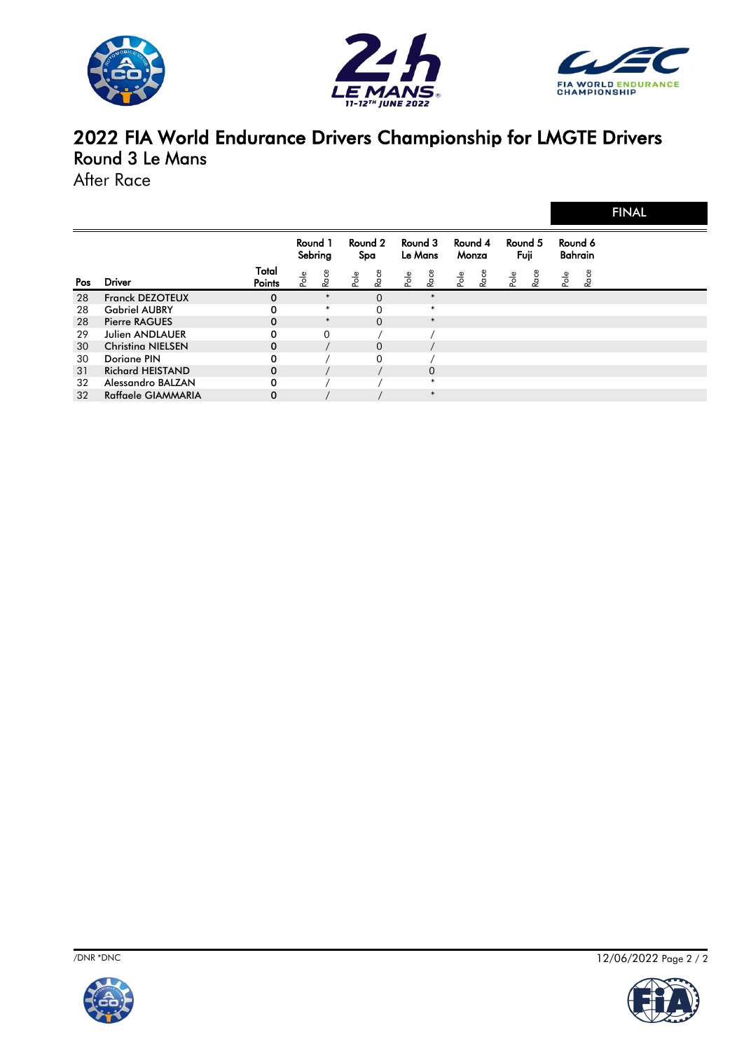# 2022 FIA World Endurance Drivers Championship for LMGTE Drivers

## Round 3 Le Mans

After Race

FINAL

| Pos | Driver | Total Points | Round 1 Sebring Pole | Round 1 Sebring Race | Round 2 Spa Pole | Round 2 Spa Race | Round 3 Le Mans Pole | Round 3 Le Mans Race | Round 4 Monza Pole | Round 4 Monza Race | Round 5 Fuji Pole | Round 5 Fuji Race | Round 6 Bahrain Pole | Round 6 Bahrain Race |
|---|---|---|---|---|---|---|---|---|---|---|---|---|---|---|
| 28 | Franck DEZOTEUX | 0 | | * | | 0 | | * | | | | | | |
| 28 | Gabriel AUBRY | 0 | | * | | 0 | | * | | | | | | |
| 28 | Pierre RAGUES | 0 | | * | | 0 | | * | | | | | | |
| 29 | Julien ANDLAUER | 0 | | 0 | | / | | / | | | | | | |
| 30 | Christina NIELSEN | 0 | | / | | 0 | | / | | | | | | |
| 30 | Doriane PIN | 0 | | / | | 0 | | / | | | | | | |
| 31 | Richard HEISTAND | 0 | | / | | / | | 0 | | | | | | |
| 32 | Alessandro BALZAN | 0 | | / | | / | | * | | | | | | |
| 32 | Raffaele GIAMMARIA | 0 | | / | | / | | * | | | | | | |

/DNR *DNC

12/06/2022